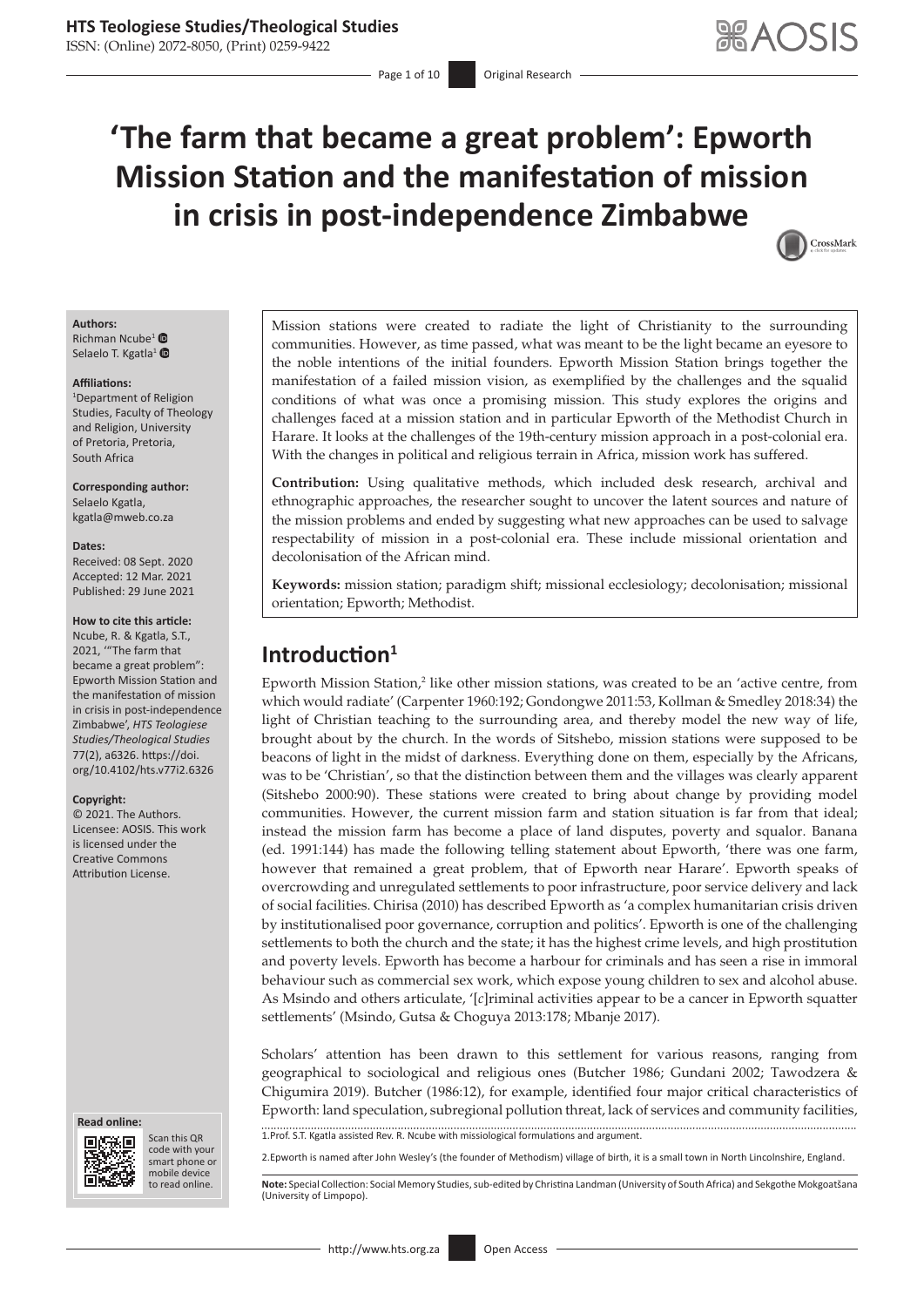# 'The farm that became a great problem': Epworth Mission Station and the manifestation of mission in crisis in post-independence Zimbabwe

**Authors:**
Richman Ncube[1]
Selaelo T. Kgatla[1]

**Affiliations:**
[1]Department of Religion Studies, Faculty of Theology and Religion, University of Pretoria, Pretoria, South Africa

**Corresponding author:**
Selaelo Kgatla,
kgatla@mweb.co.za

**Dates:**
Received: 08 Sept. 2020
Accepted: 12 Mar. 2021
Published: 29 June 2021

**How to cite this article:**
Ncube, R. & Kgatla, S.T., 2021, '"The farm that became a great problem": Epworth Mission Station and the manifestation of mission in crisis in post-independence Zimbabwe', *HTS Teologiese Studies/Theological Studies* 77(2), a6326. https://doi.org/10.4102/hts.v77i2.6326

**Copyright:**
© 2021. The Authors. Licensee: AOSIS. This work is licensed under the Creative Commons Attribution License.

Mission stations were created to radiate the light of Christianity to the surrounding communities. However, as time passed, what was meant to be the light became an eyesore to the noble intentions of the initial founders. Epworth Mission Station brings together the manifestation of a failed mission vision, as exemplified by the challenges and the squalid conditions of what was once a promising mission. This study explores the origins and challenges faced at a mission station and in particular Epworth of the Methodist Church in Harare. It looks at the challenges of the 19th-century mission approach in a post-colonial era. With the changes in political and religious terrain in Africa, mission work has suffered.

**Contribution:** Using qualitative methods, which included desk research, archival and ethnographic approaches, the researcher sought to uncover the latent sources and nature of the mission problems and ended by suggesting what new approaches can be used to salvage respectability of mission in a post-colonial era. These include missional orientation and decolonisation of the African mind.

**Keywords:** mission station; paradigm shift; missional ecclesiology; decolonisation; missional orientation; Epworth; Methodist.

## Introduction[1]

Epworth Mission Station,[2] like other mission stations, was created to be an 'active centre, from which would radiate' (Carpenter 1960:192; Gondongwe 2011:53, Kollman & Smedley 2018:34) the light of Christian teaching to the surrounding area, and thereby model the new way of life, brought about by the church. In the words of Sitshebo, mission stations were supposed to be beacons of light in the midst of darkness. Everything done on them, especially by the Africans, was to be 'Christian', so that the distinction between them and the villages was clearly apparent (Sitshebo 2000:90). These stations were created to bring about change by providing model communities. However, the current mission farm and station situation is far from that ideal; instead the mission farm has become a place of land disputes, poverty and squalor. Banana (ed. 1991:144) has made the following telling statement about Epworth, 'there was one farm, however that remained a great problem, that of Epworth near Harare'. Epworth speaks of overcrowding and unregulated settlements to poor infrastructure, poor service delivery and lack of social facilities. Chirisa (2010) has described Epworth as 'a complex humanitarian crisis driven by institutionalised poor governance, corruption and politics'. Epworth is one of the challenging settlements to both the church and the state; it has the highest crime levels, and high prostitution and poverty levels. Epworth has become a harbour for criminals and has seen a rise in immoral behaviour such as commercial sex work, which expose young children to sex and alcohol abuse. As Msindo and others articulate, '[*c*]riminal activities appear to be a cancer in Epworth squatter settlements' (Msindo, Gutsa & Choguya 2013:178; Mbanje 2017).

Scholars' attention has been drawn to this settlement for various reasons, ranging from geographical to sociological and religious ones (Butcher 1986; Gundani 2002; Tawodzera & Chigumira 2019). Butcher (1986:12), for example, identified four major critical characteristics of Epworth: land speculation, subregional pollution threat, lack of services and community facilities,

1.Prof. S.T. Kgatla assisted Rev. R. Ncube with missiological formulations and argument.

2.Epworth is named after John Wesley's (the founder of Methodism) village of birth, it is a small town in North Lincolnshire, England.

**Note:** Special Collection: Social Memory Studies, sub-edited by Christina Landman (University of South Africa) and Sekgothe Mokgoatšana (University of Limpopo).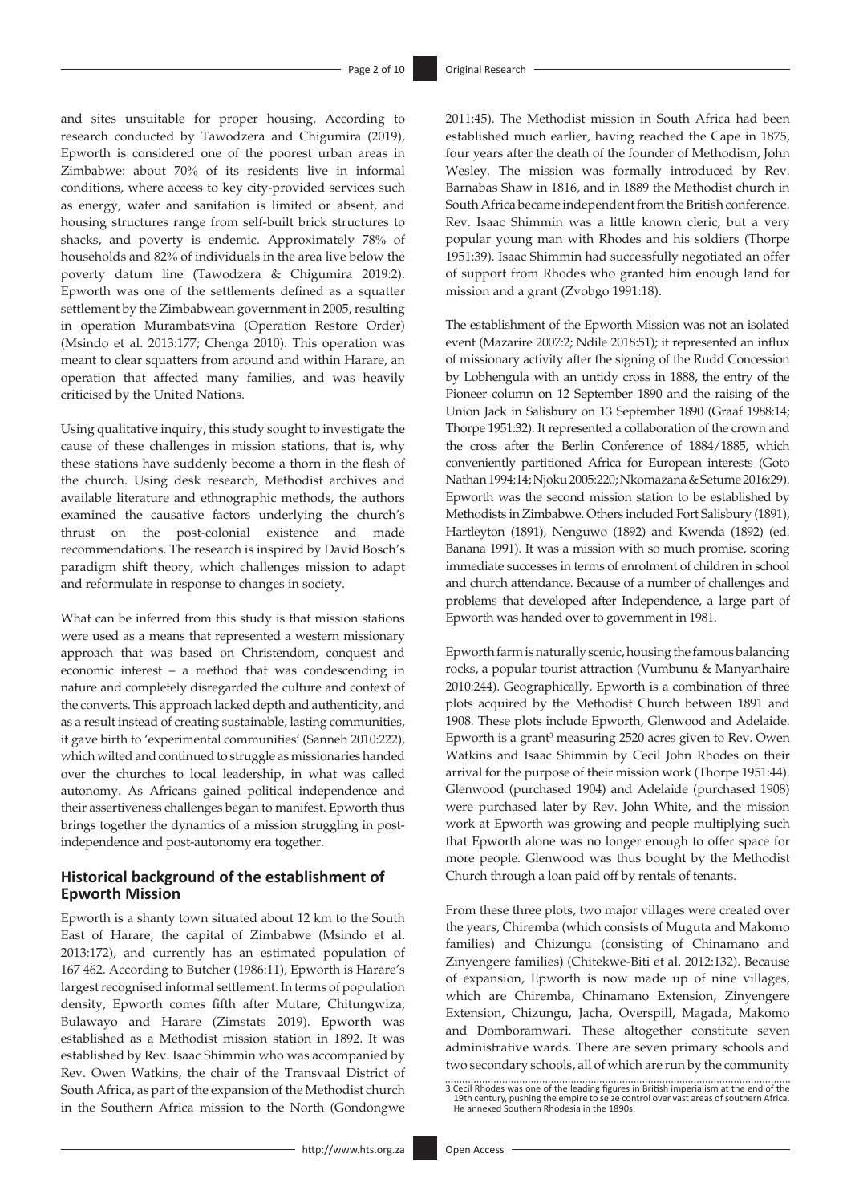and sites unsuitable for proper housing. According to research conducted by Tawodzera and Chigumira (2019), Epworth is considered one of the poorest urban areas in Zimbabwe: about 70% of its residents live in informal conditions, where access to key city-provided services such as energy, water and sanitation is limited or absent, and housing structures range from self-built brick structures to shacks, and poverty is endemic. Approximately 78% of households and 82% of individuals in the area live below the poverty datum line (Tawodzera & Chigumira 2019:2). Epworth was one of the settlements defined as a squatter settlement by the Zimbabwean government in 2005, resulting in operation Murambatsvina (Operation Restore Order) (Msindo et al. 2013:177; Chenga 2010). This operation was meant to clear squatters from around and within Harare, an operation that affected many families, and was heavily criticised by the United Nations.

Using qualitative inquiry, this study sought to investigate the cause of these challenges in mission stations, that is, why these stations have suddenly become a thorn in the flesh of the church. Using desk research, Methodist archives and available literature and ethnographic methods, the authors examined the causative factors underlying the church's thrust on the post-colonial existence and made recommendations. The research is inspired by David Bosch's paradigm shift theory, which challenges mission to adapt and reformulate in response to changes in society.

What can be inferred from this study is that mission stations were used as a means that represented a western missionary approach that was based on Christendom, conquest and economic interest – a method that was condescending in nature and completely disregarded the culture and context of the converts. This approach lacked depth and authenticity, and as a result instead of creating sustainable, lasting communities, it gave birth to 'experimental communities' (Sanneh 2010:222), which wilted and continued to struggle as missionaries handed over the churches to local leadership, in what was called autonomy. As Africans gained political independence and their assertiveness challenges began to manifest. Epworth thus brings together the dynamics of a mission struggling in post-independence and post-autonomy era together.

## Historical background of the establishment of Epworth Mission

Epworth is a shanty town situated about 12 km to the South East of Harare, the capital of Zimbabwe (Msindo et al. 2013:172), and currently has an estimated population of 167 462. According to Butcher (1986:11), Epworth is Harare's largest recognised informal settlement. In terms of population density, Epworth comes fifth after Mutare, Chitungwiza, Bulawayo and Harare (Zimstats 2019). Epworth was established as a Methodist mission station in 1892. It was established by Rev. Isaac Shimmin who was accompanied by Rev. Owen Watkins, the chair of the Transvaal District of South Africa, as part of the expansion of the Methodist church in the Southern Africa mission to the North (Gondongwe 2011:45). The Methodist mission in South Africa had been established much earlier, having reached the Cape in 1875, four years after the death of the founder of Methodism, John Wesley. The mission was formally introduced by Rev. Barnabas Shaw in 1816, and in 1889 the Methodist church in South Africa became independent from the British conference. Rev. Isaac Shimmin was a little known cleric, but a very popular young man with Rhodes and his soldiers (Thorpe 1951:39). Isaac Shimmin had successfully negotiated an offer of support from Rhodes who granted him enough land for mission and a grant (Zvobgo 1991:18).

The establishment of the Epworth Mission was not an isolated event (Mazarire 2007:2; Ndile 2018:51); it represented an influx of missionary activity after the signing of the Rudd Concession by Lobhengula with an untidy cross in 1888, the entry of the Pioneer column on 12 September 1890 and the raising of the Union Jack in Salisbury on 13 September 1890 (Graaf 1988:14; Thorpe 1951:32). It represented a collaboration of the crown and the cross after the Berlin Conference of 1884/1885, which conveniently partitioned Africa for European interests (Goto Nathan 1994:14; Njoku 2005:220; Nkomazana & Setume 2016:29). Epworth was the second mission station to be established by Methodists in Zimbabwe. Others included Fort Salisbury (1891), Hartleyton (1891), Nenguwo (1892) and Kwenda (1892) (ed. Banana 1991). It was a mission with so much promise, scoring immediate successes in terms of enrolment of children in school and church attendance. Because of a number of challenges and problems that developed after Independence, a large part of Epworth was handed over to government in 1981.

Epworth farm is naturally scenic, housing the famous balancing rocks, a popular tourist attraction (Vumbunu & Manyanhaire 2010:244). Geographically, Epworth is a combination of three plots acquired by the Methodist Church between 1891 and 1908. These plots include Epworth, Glenwood and Adelaide. Epworth is a grant[3] measuring 2520 acres given to Rev. Owen Watkins and Isaac Shimmin by Cecil John Rhodes on their arrival for the purpose of their mission work (Thorpe 1951:44). Glenwood (purchased 1904) and Adelaide (purchased 1908) were purchased later by Rev. John White, and the mission work at Epworth was growing and people multiplying such that Epworth alone was no longer enough to offer space for more people. Glenwood was thus bought by the Methodist Church through a loan paid off by rentals of tenants.

From these three plots, two major villages were created over the years, Chiremba (which consists of Muguta and Makomo families) and Chizungu (consisting of Chinamano and Zinyengere families) (Chitekwe-Biti et al. 2012:132). Because of expansion, Epworth is now made up of nine villages, which are Chiremba, Chinamano Extension, Zinyengere Extension, Chizungu, Jacha, Overspill, Magada, Makomo and Domboramwari. These altogether constitute seven administrative wards. There are seven primary schools and two secondary schools, all of which are run by the community

3. Cecil Rhodes was one of the leading figures in British imperialism at the end of the 19th century, pushing the empire to seize control over vast areas of southern Africa. He annexed Southern Rhodesia in the 1890s.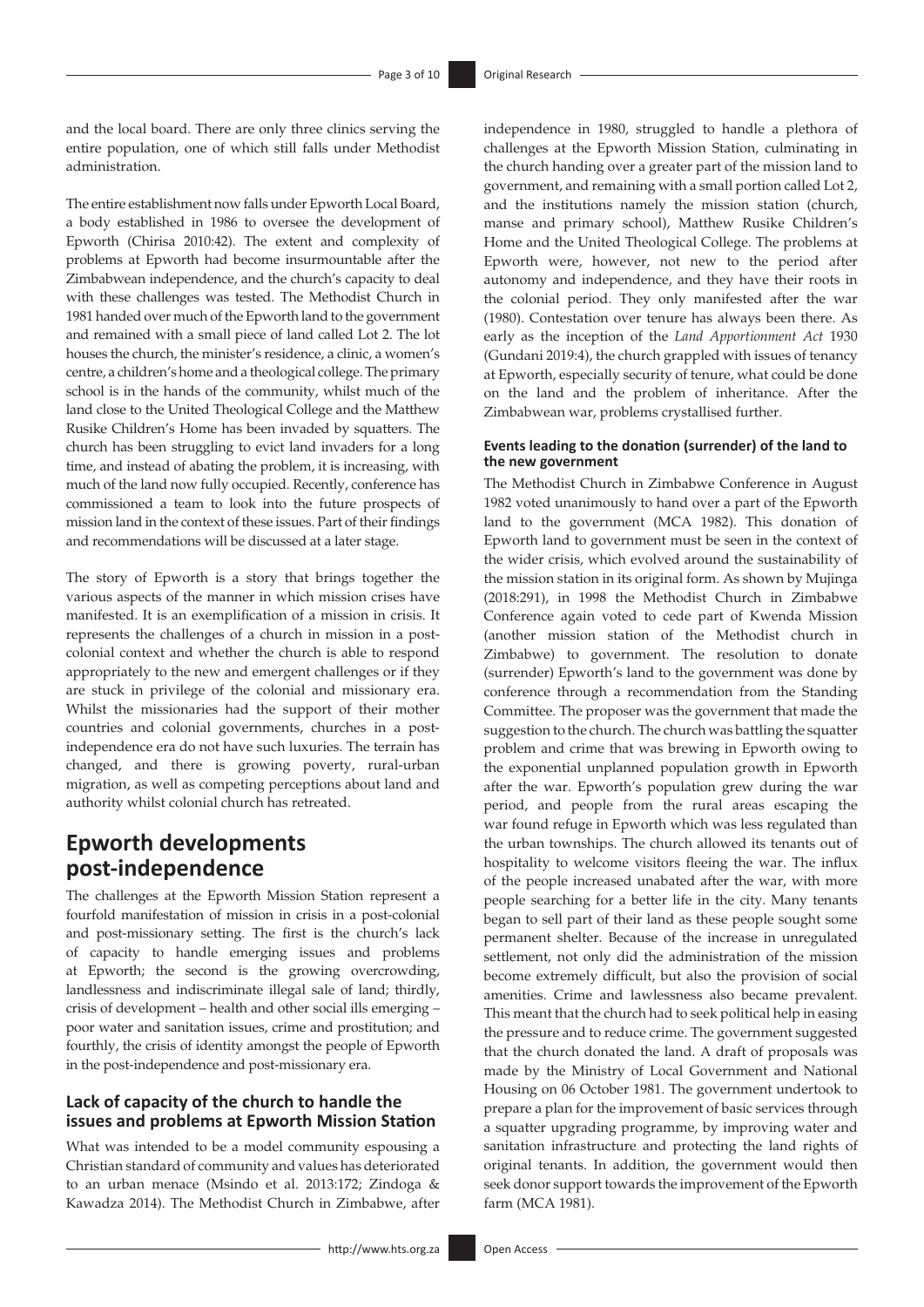and the local board. There are only three clinics serving the entire population, one of which still falls under Methodist administration.

The entire establishment now falls under Epworth Local Board, a body established in 1986 to oversee the development of Epworth (Chirisa 2010:42). The extent and complexity of problems at Epworth had become insurmountable after the Zimbabwean independence, and the church's capacity to deal with these challenges was tested. The Methodist Church in 1981 handed over much of the Epworth land to the government and remained with a small piece of land called Lot 2. The lot houses the church, the minister's residence, a clinic, a women's centre, a children's home and a theological college. The primary school is in the hands of the community, whilst much of the land close to the United Theological College and the Matthew Rusike Children's Home has been invaded by squatters. The church has been struggling to evict land invaders for a long time, and instead of abating the problem, it is increasing, with much of the land now fully occupied. Recently, conference has commissioned a team to look into the future prospects of mission land in the context of these issues. Part of their findings and recommendations will be discussed at a later stage.

The story of Epworth is a story that brings together the various aspects of the manner in which mission crises have manifested. It is an exemplification of a mission in crisis. It represents the challenges of a church in mission in a post-colonial context and whether the church is able to respond appropriately to the new and emergent challenges or if they are stuck in privilege of the colonial and missionary era. Whilst the missionaries had the support of their mother countries and colonial governments, churches in a post-independence era do not have such luxuries. The terrain has changed, and there is growing poverty, rural-urban migration, as well as competing perceptions about land and authority whilst colonial church has retreated.

## Epworth developments post-independence

The challenges at the Epworth Mission Station represent a fourfold manifestation of mission in crisis in a post-colonial and post-missionary setting. The first is the church's lack of capacity to handle emerging issues and problems at Epworth; the second is the growing overcrowding, landlessness and indiscriminate illegal sale of land; thirdly, crisis of development – health and other social ills emerging – poor water and sanitation issues, crime and prostitution; and fourthly, the crisis of identity amongst the people of Epworth in the post-independence and post-missionary era.

### Lack of capacity of the church to handle the issues and problems at Epworth Mission Station

What was intended to be a model community espousing a Christian standard of community and values has deteriorated to an urban menace (Msindo et al. 2013:172; Zindoga & Kawadza 2014). The Methodist Church in Zimbabwe, after independence in 1980, struggled to handle a plethora of challenges at the Epworth Mission Station, culminating in the church handing over a greater part of the mission land to government, and remaining with a small portion called Lot 2, and the institutions namely the mission station (church, manse and primary school), Matthew Rusike Children's Home and the United Theological College. The problems at Epworth were, however, not new to the period after autonomy and independence, and they have their roots in the colonial period. They only manifested after the war (1980). Contestation over tenure has always been there. As early as the inception of the *Land Apportionment Act* 1930 (Gundani 2019:4), the church grappled with issues of tenancy at Epworth, especially security of tenure, what could be done on the land and the problem of inheritance. After the Zimbabwean war, problems crystallised further.

#### Events leading to the donation (surrender) of the land to the new government

The Methodist Church in Zimbabwe Conference in August 1982 voted unanimously to hand over a part of the Epworth land to the government (MCA 1982). This donation of Epworth land to government must be seen in the context of the wider crisis, which evolved around the sustainability of the mission station in its original form. As shown by Mujinga (2018:291), in 1998 the Methodist Church in Zimbabwe Conference again voted to cede part of Kwenda Mission (another mission station of the Methodist church in Zimbabwe) to government. The resolution to donate (surrender) Epworth's land to the government was done by conference through a recommendation from the Standing Committee. The proposer was the government that made the suggestion to the church. The church was battling the squatter problem and crime that was brewing in Epworth owing to the exponential unplanned population growth in Epworth after the war. Epworth's population grew during the war period, and people from the rural areas escaping the war found refuge in Epworth which was less regulated than the urban townships. The church allowed its tenants out of hospitality to welcome visitors fleeing the war. The influx of the people increased unabated after the war, with more people searching for a better life in the city. Many tenants began to sell part of their land as these people sought some permanent shelter. Because of the increase in unregulated settlement, not only did the administration of the mission become extremely difficult, but also the provision of social amenities. Crime and lawlessness also became prevalent. This meant that the church had to seek political help in easing the pressure and to reduce crime. The government suggested that the church donated the land. A draft of proposals was made by the Ministry of Local Government and National Housing on 06 October 1981. The government undertook to prepare a plan for the improvement of basic services through a squatter upgrading programme, by improving water and sanitation infrastructure and protecting the land rights of original tenants. In addition, the government would then seek donor support towards the improvement of the Epworth farm (MCA 1981).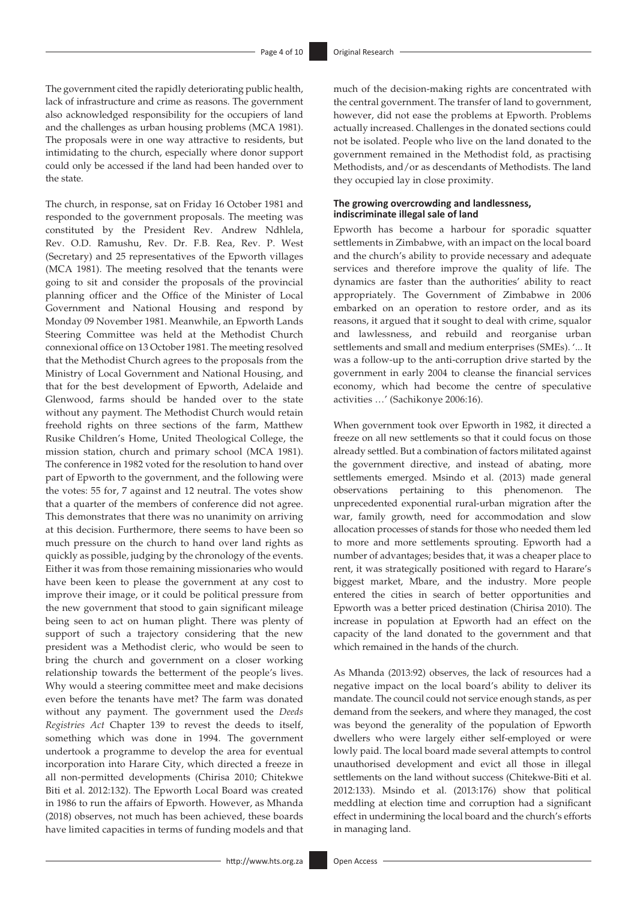The government cited the rapidly deteriorating public health, lack of infrastructure and crime as reasons. The government also acknowledged responsibility for the occupiers of land and the challenges as urban housing problems (MCA 1981). The proposals were in one way attractive to residents, but intimidating to the church, especially where donor support could only be accessed if the land had been handed over to the state.

The church, in response, sat on Friday 16 October 1981 and responded to the government proposals. The meeting was constituted by the President Rev. Andrew Ndhlela, Rev. O.D. Ramushu, Rev. Dr. F.B. Rea, Rev. P. West (Secretary) and 25 representatives of the Epworth villages (MCA 1981). The meeting resolved that the tenants were going to sit and consider the proposals of the provincial planning officer and the Office of the Minister of Local Government and National Housing and respond by Monday 09 November 1981. Meanwhile, an Epworth Lands Steering Committee was held at the Methodist Church connexional office on 13 October 1981. The meeting resolved that the Methodist Church agrees to the proposals from the Ministry of Local Government and National Housing, and that for the best development of Epworth, Adelaide and Glenwood, farms should be handed over to the state without any payment. The Methodist Church would retain freehold rights on three sections of the farm, Matthew Rusike Children's Home, United Theological College, the mission station, church and primary school (MCA 1981). The conference in 1982 voted for the resolution to hand over part of Epworth to the government, and the following were the votes: 55 for, 7 against and 12 neutral. The votes show that a quarter of the members of conference did not agree. This demonstrates that there was no unanimity on arriving at this decision. Furthermore, there seems to have been so much pressure on the church to hand over land rights as quickly as possible, judging by the chronology of the events. Either it was from those remaining missionaries who would have been keen to please the government at any cost to improve their image, or it could be political pressure from the new government that stood to gain significant mileage being seen to act on human plight. There was plenty of support of such a trajectory considering that the new president was a Methodist cleric, who would be seen to bring the church and government on a closer working relationship towards the betterment of the people's lives. Why would a steering committee meet and make decisions even before the tenants have met? The farm was donated without any payment. The government used the *Deeds Registries Act* Chapter 139 to revest the deeds to itself, something which was done in 1994. The government undertook a programme to develop the area for eventual incorporation into Harare City, which directed a freeze in all non-permitted developments (Chirisa 2010; Chitekwe Biti et al. 2012:132). The Epworth Local Board was created in 1986 to run the affairs of Epworth. However, as Mhanda (2018) observes, not much has been achieved, these boards have limited capacities in terms of funding models and that much of the decision-making rights are concentrated with the central government. The transfer of land to government, however, did not ease the problems at Epworth. Problems actually increased. Challenges in the donated sections could not be isolated. People who live on the land donated to the government remained in the Methodist fold, as practising Methodists, and/or as descendants of Methodists. The land they occupied lay in close proximity.

### The growing overcrowding and landlessness, indiscriminate illegal sale of land

Epworth has become a harbour for sporadic squatter settlements in Zimbabwe, with an impact on the local board and the church's ability to provide necessary and adequate services and therefore improve the quality of life. The dynamics are faster than the authorities' ability to react appropriately. The Government of Zimbabwe in 2006 embarked on an operation to restore order, and as its reasons, it argued that it sought to deal with crime, squalor and lawlessness, and rebuild and reorganise urban settlements and small and medium enterprises (SMEs). '... It was a follow-up to the anti-corruption drive started by the government in early 2004 to cleanse the financial services economy, which had become the centre of speculative activities …' (Sachikonye 2006:16).

When government took over Epworth in 1982, it directed a freeze on all new settlements so that it could focus on those already settled. But a combination of factors militated against the government directive, and instead of abating, more settlements emerged. Msindo et al. (2013) made general observations pertaining to this phenomenon. The unprecedented exponential rural-urban migration after the war, family growth, need for accommodation and slow allocation processes of stands for those who needed them led to more and more settlements sprouting. Epworth had a number of advantages; besides that, it was a cheaper place to rent, it was strategically positioned with regard to Harare's biggest market, Mbare, and the industry. More people entered the cities in search of better opportunities and Epworth was a better priced destination (Chirisa 2010). The increase in population at Epworth had an effect on the capacity of the land donated to the government and that which remained in the hands of the church.

As Mhanda (2013:92) observes, the lack of resources had a negative impact on the local board's ability to deliver its mandate. The council could not service enough stands, as per demand from the seekers, and where they managed, the cost was beyond the generality of the population of Epworth dwellers who were largely either self-employed or were lowly paid. The local board made several attempts to control unauthorised development and evict all those in illegal settlements on the land without success (Chitekwe-Biti et al. 2012:133). Msindo et al. (2013:176) show that political meddling at election time and corruption had a significant effect in undermining the local board and the church's efforts in managing land.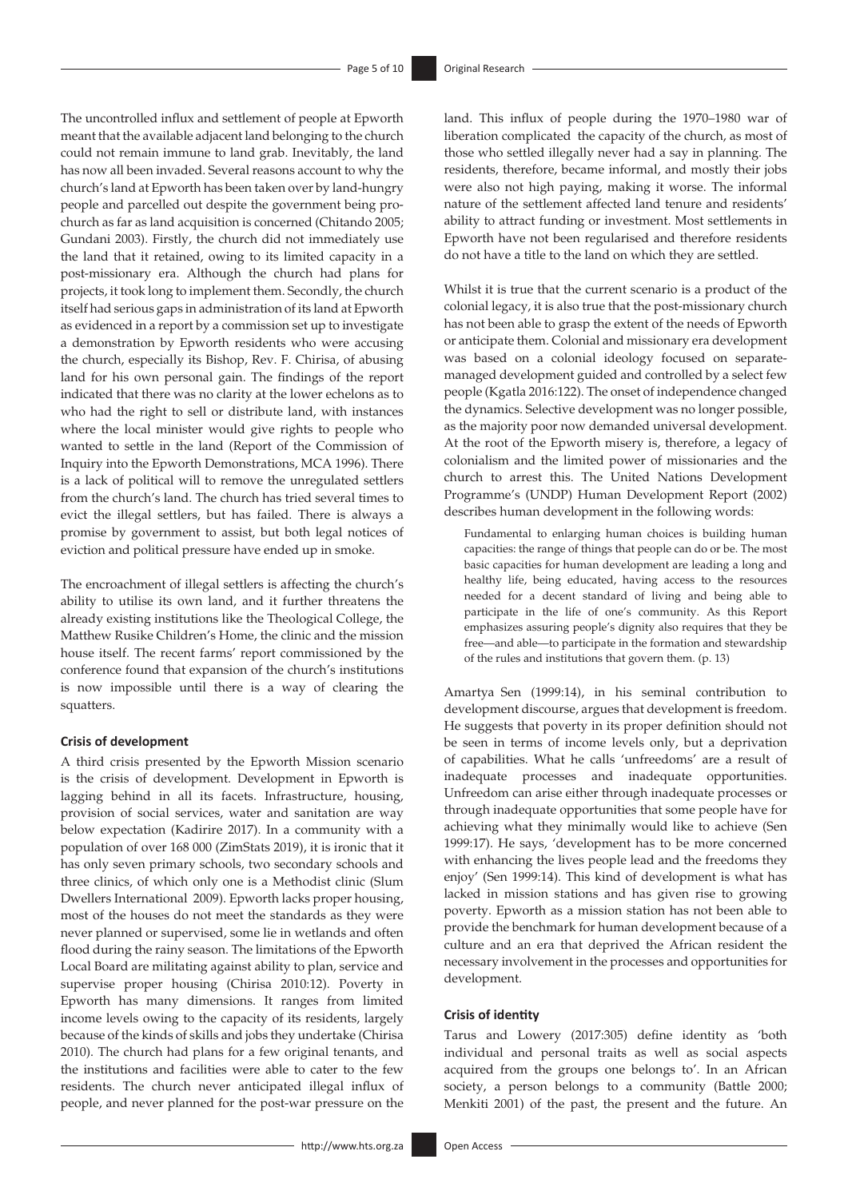The uncontrolled influx and settlement of people at Epworth meant that the available adjacent land belonging to the church could not remain immune to land grab. Inevitably, the land has now all been invaded. Several reasons account to why the church's land at Epworth has been taken over by land-hungry people and parcelled out despite the government being pro-church as far as land acquisition is concerned (Chitando 2005; Gundani 2003). Firstly, the church did not immediately use the land that it retained, owing to its limited capacity in a post-missionary era. Although the church had plans for projects, it took long to implement them. Secondly, the church itself had serious gaps in administration of its land at Epworth as evidenced in a report by a commission set up to investigate a demonstration by Epworth residents who were accusing the church, especially its Bishop, Rev. F. Chirisa, of abusing land for his own personal gain. The findings of the report indicated that there was no clarity at the lower echelons as to who had the right to sell or distribute land, with instances where the local minister would give rights to people who wanted to settle in the land (Report of the Commission of Inquiry into the Epworth Demonstrations, MCA 1996). There is a lack of political will to remove the unregulated settlers from the church's land. The church has tried several times to evict the illegal settlers, but has failed. There is always a promise by government to assist, but both legal notices of eviction and political pressure have ended up in smoke.

The encroachment of illegal settlers is affecting the church's ability to utilise its own land, and it further threatens the already existing institutions like the Theological College, the Matthew Rusike Children's Home, the clinic and the mission house itself. The recent farms' report commissioned by the conference found that expansion of the church's institutions is now impossible until there is a way of clearing the squatters.

#### Crisis of development

A third crisis presented by the Epworth Mission scenario is the crisis of development. Development in Epworth is lagging behind in all its facets. Infrastructure, housing, provision of social services, water and sanitation are way below expectation (Kadirire 2017). In a community with a population of over 168 000 (ZimStats 2019), it is ironic that it has only seven primary schools, two secondary schools and three clinics, of which only one is a Methodist clinic (Slum Dwellers International 2009). Epworth lacks proper housing, most of the houses do not meet the standards as they were never planned or supervised, some lie in wetlands and often flood during the rainy season. The limitations of the Epworth Local Board are militating against ability to plan, service and supervise proper housing (Chirisa 2010:12). Poverty in Epworth has many dimensions. It ranges from limited income levels owing to the capacity of its residents, largely because of the kinds of skills and jobs they undertake (Chirisa 2010). The church had plans for a few original tenants, and the institutions and facilities were able to cater to the few residents. The church never anticipated illegal influx of people, and never planned for the post-war pressure on the land. This influx of people during the 1970–1980 war of liberation complicated the capacity of the church, as most of those who settled illegally never had a say in planning. The residents, therefore, became informal, and mostly their jobs were also not high paying, making it worse. The informal nature of the settlement affected land tenure and residents' ability to attract funding or investment. Most settlements in Epworth have not been regularised and therefore residents do not have a title to the land on which they are settled.

Whilst it is true that the current scenario is a product of the colonial legacy, it is also true that the post-missionary church has not been able to grasp the extent of the needs of Epworth or anticipate them. Colonial and missionary era development was based on a colonial ideology focused on separate-managed development guided and controlled by a select few people (Kgatla 2016:122). The onset of independence changed the dynamics. Selective development was no longer possible, as the majority poor now demanded universal development. At the root of the Epworth misery is, therefore, a legacy of colonialism and the limited power of missionaries and the church to arrest this. The United Nations Development Programme's (UNDP) Human Development Report (2002) describes human development in the following words:

> Fundamental to enlarging human choices is building human capacities: the range of things that people can do or be. The most basic capacities for human development are leading a long and healthy life, being educated, having access to the resources needed for a decent standard of living and being able to participate in the life of one's community. As this Report emphasizes assuring people's dignity also requires that they be free—and able—to participate in the formation and stewardship of the rules and institutions that govern them. (p. 13)

Amartya Sen (1999:14), in his seminal contribution to development discourse, argues that development is freedom. He suggests that poverty in its proper definition should not be seen in terms of income levels only, but a deprivation of capabilities. What he calls 'unfreedoms' are a result of inadequate processes and inadequate opportunities. Unfreedom can arise either through inadequate processes or through inadequate opportunities that some people have for achieving what they minimally would like to achieve (Sen 1999:17). He says, 'development has to be more concerned with enhancing the lives people lead and the freedoms they enjoy' (Sen 1999:14). This kind of development is what has lacked in mission stations and has given rise to growing poverty. Epworth as a mission station has not been able to provide the benchmark for human development because of a culture and an era that deprived the African resident the necessary involvement in the processes and opportunities for development.

#### Crisis of identity

Tarus and Lowery (2017:305) define identity as 'both individual and personal traits as well as social aspects acquired from the groups one belongs to'. In an African society, a person belongs to a community (Battle 2000; Menkiti 2001) of the past, the present and the future. An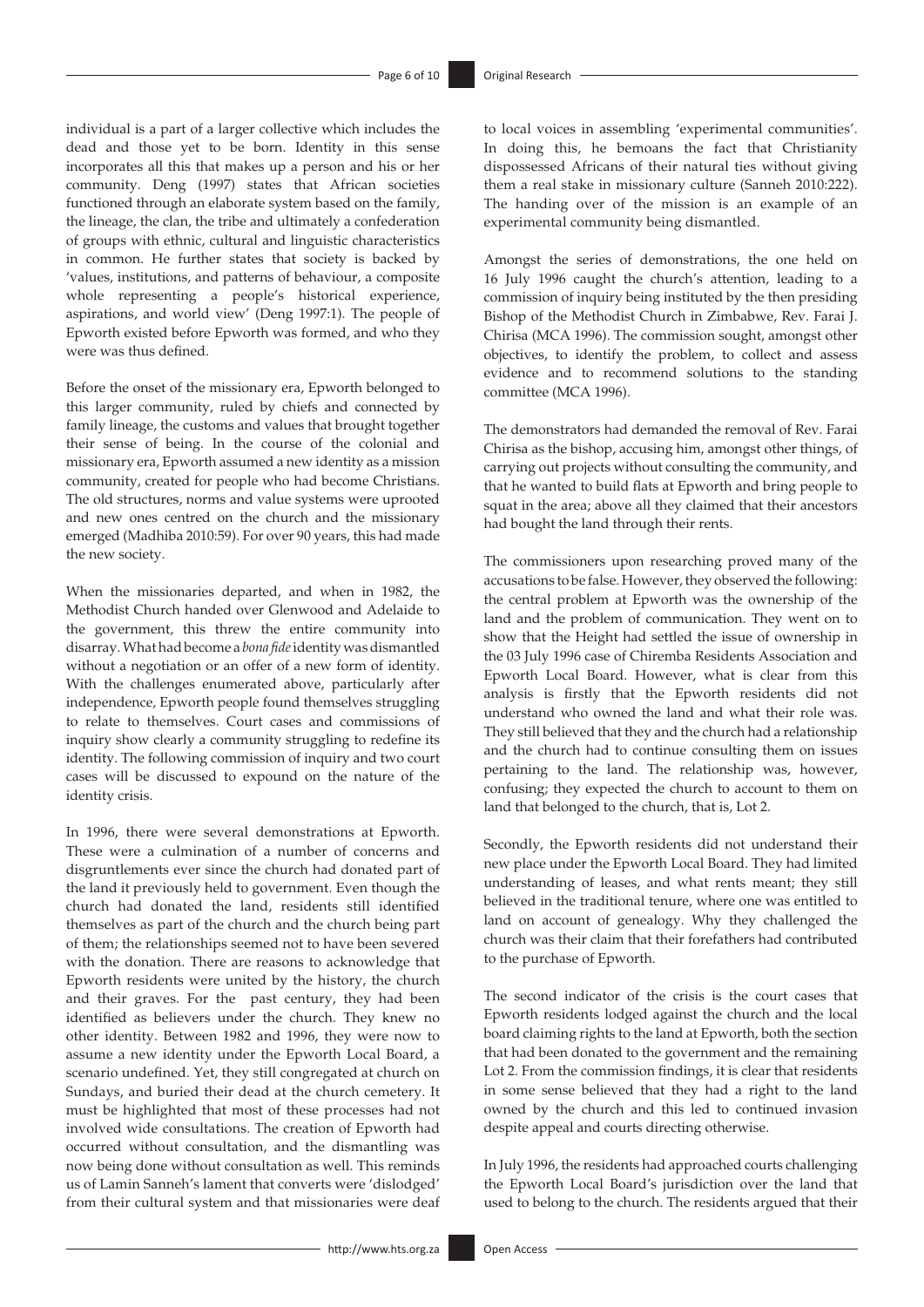individual is a part of a larger collective which includes the dead and those yet to be born. Identity in this sense incorporates all this that makes up a person and his or her community. Deng (1997) states that African societies functioned through an elaborate system based on the family, the lineage, the clan, the tribe and ultimately a confederation of groups with ethnic, cultural and linguistic characteristics in common. He further states that society is backed by 'values, institutions, and patterns of behaviour, a composite whole representing a people's historical experience, aspirations, and world view' (Deng 1997:1). The people of Epworth existed before Epworth was formed, and who they were was thus defined.

Before the onset of the missionary era, Epworth belonged to this larger community, ruled by chiefs and connected by family lineage, the customs and values that brought together their sense of being. In the course of the colonial and missionary era, Epworth assumed a new identity as a mission community, created for people who had become Christians. The old structures, norms and value systems were uprooted and new ones centred on the church and the missionary emerged (Madhiba 2010:59). For over 90 years, this had made the new society.

When the missionaries departed, and when in 1982, the Methodist Church handed over Glenwood and Adelaide to the government, this threw the entire community into disarray. What had become a *bona fide* identity was dismantled without a negotiation or an offer of a new form of identity. With the challenges enumerated above, particularly after independence, Epworth people found themselves struggling to relate to themselves. Court cases and commissions of inquiry show clearly a community struggling to redefine its identity. The following commission of inquiry and two court cases will be discussed to expound on the nature of the identity crisis.

In 1996, there were several demonstrations at Epworth. These were a culmination of a number of concerns and disgruntlements ever since the church had donated part of the land it previously held to government. Even though the church had donated the land, residents still identified themselves as part of the church and the church being part of them; the relationships seemed not to have been severed with the donation. There are reasons to acknowledge that Epworth residents were united by the history, the church and their graves. For the past century, they had been identified as believers under the church. They knew no other identity. Between 1982 and 1996, they were now to assume a new identity under the Epworth Local Board, a scenario undefined. Yet, they still congregated at church on Sundays, and buried their dead at the church cemetery. It must be highlighted that most of these processes had not involved wide consultations. The creation of Epworth had occurred without consultation, and the dismantling was now being done without consultation as well. This reminds us of Lamin Sanneh's lament that converts were 'dislodged' from their cultural system and that missionaries were deaf to local voices in assembling 'experimental communities'. In doing this, he bemoans the fact that Christianity dispossessed Africans of their natural ties without giving them a real stake in missionary culture (Sanneh 2010:222). The handing over of the mission is an example of an experimental community being dismantled.

Amongst the series of demonstrations, the one held on 16 July 1996 caught the church's attention, leading to a commission of inquiry being instituted by the then presiding Bishop of the Methodist Church in Zimbabwe, Rev. Farai J. Chirisa (MCA 1996). The commission sought, amongst other objectives, to identify the problem, to collect and assess evidence and to recommend solutions to the standing committee (MCA 1996).

The demonstrators had demanded the removal of Rev. Farai Chirisa as the bishop, accusing him, amongst other things, of carrying out projects without consulting the community, and that he wanted to build flats at Epworth and bring people to squat in the area; above all they claimed that their ancestors had bought the land through their rents.

The commissioners upon researching proved many of the accusations to be false. However, they observed the following: the central problem at Epworth was the ownership of the land and the problem of communication. They went on to show that the Height had settled the issue of ownership in the 03 July 1996 case of Chiremba Residents Association and Epworth Local Board. However, what is clear from this analysis is firstly that the Epworth residents did not understand who owned the land and what their role was. They still believed that they and the church had a relationship and the church had to continue consulting them on issues pertaining to the land. The relationship was, however, confusing; they expected the church to account to them on land that belonged to the church, that is, Lot 2.

Secondly, the Epworth residents did not understand their new place under the Epworth Local Board. They had limited understanding of leases, and what rents meant; they still believed in the traditional tenure, where one was entitled to land on account of genealogy. Why they challenged the church was their claim that their forefathers had contributed to the purchase of Epworth.

The second indicator of the crisis is the court cases that Epworth residents lodged against the church and the local board claiming rights to the land at Epworth, both the section that had been donated to the government and the remaining Lot 2. From the commission findings, it is clear that residents in some sense believed that they had a right to the land owned by the church and this led to continued invasion despite appeal and courts directing otherwise.

In July 1996, the residents had approached courts challenging the Epworth Local Board's jurisdiction over the land that used to belong to the church. The residents argued that their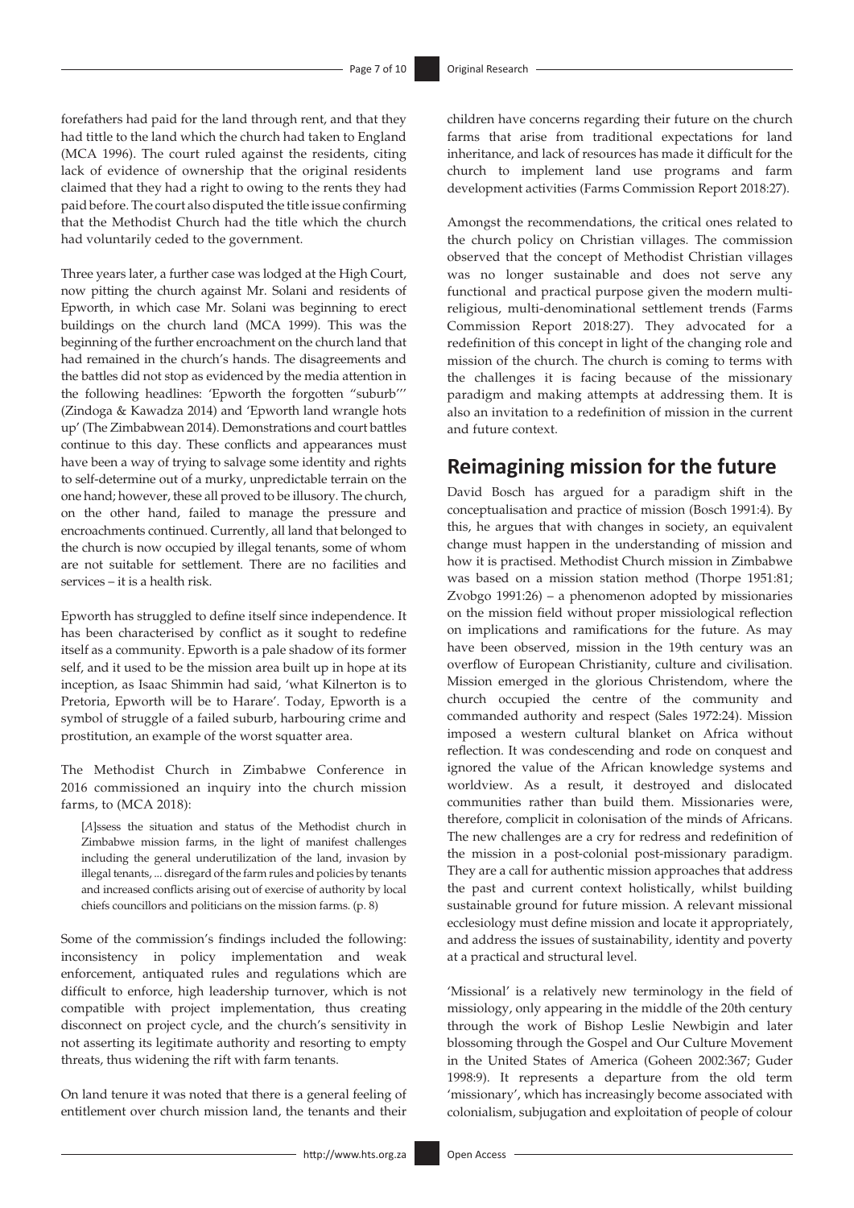forefathers had paid for the land through rent, and that they had tittle to the land which the church had taken to England (MCA 1996). The court ruled against the residents, citing lack of evidence of ownership that the original residents claimed that they had a right to owing to the rents they had paid before. The court also disputed the title issue confirming that the Methodist Church had the title which the church had voluntarily ceded to the government.

Three years later, a further case was lodged at the High Court, now pitting the church against Mr. Solani and residents of Epworth, in which case Mr. Solani was beginning to erect buildings on the church land (MCA 1999). This was the beginning of the further encroachment on the church land that had remained in the church's hands. The disagreements and the battles did not stop as evidenced by the media attention in the following headlines: 'Epworth the forgotten "suburb"' (Zindoga & Kawadza 2014) and 'Epworth land wrangle hots up' (The Zimbabwean 2014). Demonstrations and court battles continue to this day. These conflicts and appearances must have been a way of trying to salvage some identity and rights to self-determine out of a murky, unpredictable terrain on the one hand; however, these all proved to be illusory. The church, on the other hand, failed to manage the pressure and encroachments continued. Currently, all land that belonged to the church is now occupied by illegal tenants, some of whom are not suitable for settlement. There are no facilities and services – it is a health risk.

Epworth has struggled to define itself since independence. It has been characterised by conflict as it sought to redefine itself as a community. Epworth is a pale shadow of its former self, and it used to be the mission area built up in hope at its inception, as Isaac Shimmin had said, 'what Kilnerton is to Pretoria, Epworth will be to Harare'. Today, Epworth is a symbol of struggle of a failed suburb, harbouring crime and prostitution, an example of the worst squatter area.

The Methodist Church in Zimbabwe Conference in 2016 commissioned an inquiry into the church mission farms, to (MCA 2018):

> [*A*]ssess the situation and status of the Methodist church in Zimbabwe mission farms, in the light of manifest challenges including the general underutilization of the land, invasion by illegal tenants, ... disregard of the farm rules and policies by tenants and increased conflicts arising out of exercise of authority by local chiefs councillors and politicians on the mission farms. (p. 8)

Some of the commission's findings included the following: inconsistency in policy implementation and weak enforcement, antiquated rules and regulations which are difficult to enforce, high leadership turnover, which is not compatible with project implementation, thus creating disconnect on project cycle, and the church's sensitivity in not asserting its legitimate authority and resorting to empty threats, thus widening the rift with farm tenants.

On land tenure it was noted that there is a general feeling of entitlement over church mission land, the tenants and their children have concerns regarding their future on the church farms that arise from traditional expectations for land inheritance, and lack of resources has made it difficult for the church to implement land use programs and farm development activities (Farms Commission Report 2018:27).

Amongst the recommendations, the critical ones related to the church policy on Christian villages. The commission observed that the concept of Methodist Christian villages was no longer sustainable and does not serve any functional and practical purpose given the modern multi-religious, multi-denominational settlement trends (Farms Commission Report 2018:27). They advocated for a redefinition of this concept in light of the changing role and mission of the church. The church is coming to terms with the challenges it is facing because of the missionary paradigm and making attempts at addressing them. It is also an invitation to a redefinition of mission in the current and future context.

## Reimagining mission for the future

David Bosch has argued for a paradigm shift in the conceptualisation and practice of mission (Bosch 1991:4). By this, he argues that with changes in society, an equivalent change must happen in the understanding of mission and how it is practised. Methodist Church mission in Zimbabwe was based on a mission station method (Thorpe 1951:81; Zvobgo 1991:26) – a phenomenon adopted by missionaries on the mission field without proper missiological reflection on implications and ramifications for the future. As may have been observed, mission in the 19th century was an overflow of European Christianity, culture and civilisation. Mission emerged in the glorious Christendom, where the church occupied the centre of the community and commanded authority and respect (Sales 1972:24). Mission imposed a western cultural blanket on Africa without reflection. It was condescending and rode on conquest and ignored the value of the African knowledge systems and worldview. As a result, it destroyed and dislocated communities rather than build them. Missionaries were, therefore, complicit in colonisation of the minds of Africans. The new challenges are a cry for redress and redefinition of the mission in a post-colonial post-missionary paradigm. They are a call for authentic mission approaches that address the past and current context holistically, whilst building sustainable ground for future mission. A relevant missional ecclesiology must define mission and locate it appropriately, and address the issues of sustainability, identity and poverty at a practical and structural level.

'Missional' is a relatively new terminology in the field of missiology, only appearing in the middle of the 20th century through the work of Bishop Leslie Newbigin and later blossoming through the Gospel and Our Culture Movement in the United States of America (Goheen 2002:367; Guder 1998:9). It represents a departure from the old term 'missionary', which has increasingly become associated with colonialism, subjugation and exploitation of people of colour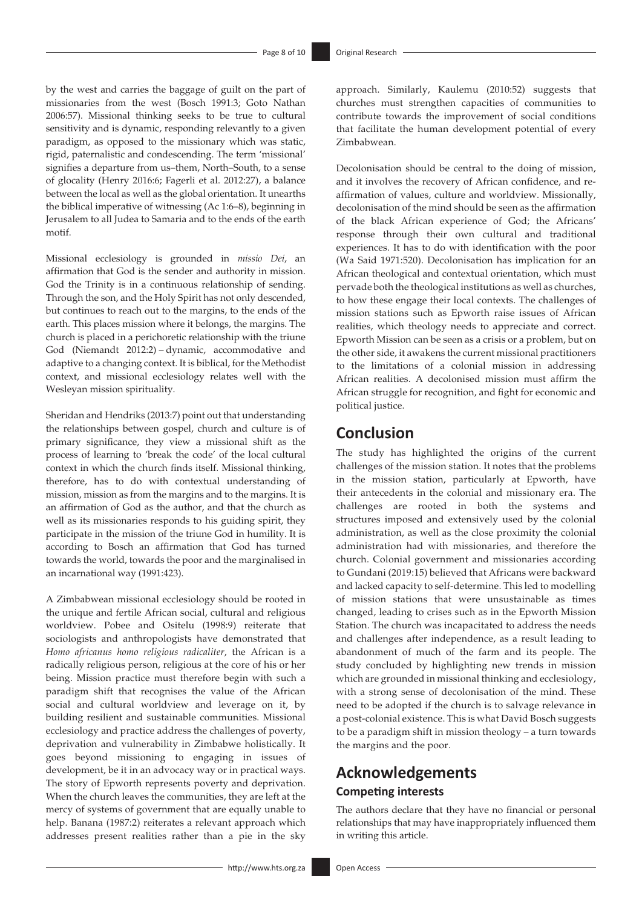by the west and carries the baggage of guilt on the part of missionaries from the west (Bosch 1991:3; Goto Nathan 2006:57). Missional thinking seeks to be true to cultural sensitivity and is dynamic, responding relevantly to a given paradigm, as opposed to the missionary which was static, rigid, paternalistic and condescending. The term 'missional' signifies a departure from us–them, North–South, to a sense of glocality (Henry 2016:6; Fagerli et al. 2012:27), a balance between the local as well as the global orientation. It unearths the biblical imperative of witnessing (Ac 1:6–8), beginning in Jerusalem to all Judea to Samaria and to the ends of the earth motif.

Missional ecclesiology is grounded in *missio Dei*, an affirmation that God is the sender and authority in mission. God the Trinity is in a continuous relationship of sending. Through the son, and the Holy Spirit has not only descended, but continues to reach out to the margins, to the ends of the earth. This places mission where it belongs, the margins. The church is placed in a perichoretic relationship with the triune God (Niemandt 2012:2) – dynamic, accommodative and adaptive to a changing context. It is biblical, for the Methodist context, and missional ecclesiology relates well with the Wesleyan mission spirituality.

Sheridan and Hendriks (2013:7) point out that understanding the relationships between gospel, church and culture is of primary significance, they view a missional shift as the process of learning to 'break the code' of the local cultural context in which the church finds itself. Missional thinking, therefore, has to do with contextual understanding of mission, mission as from the margins and to the margins. It is an affirmation of God as the author, and that the church as well as its missionaries responds to his guiding spirit, they participate in the mission of the triune God in humility. It is according to Bosch an affirmation that God has turned towards the world, towards the poor and the marginalised in an incarnational way (1991:423).

A Zimbabwean missional ecclesiology should be rooted in the unique and fertile African social, cultural and religious worldview. Pobee and Ositelu (1998:9) reiterate that sociologists and anthropologists have demonstrated that *Homo africanus homo religious radicaliter*, the African is a radically religious person, religious at the core of his or her being. Mission practice must therefore begin with such a paradigm shift that recognises the value of the African social and cultural worldview and leverage on it, by building resilient and sustainable communities. Missional ecclesiology and practice address the challenges of poverty, deprivation and vulnerability in Zimbabwe holistically. It goes beyond missioning to engaging in issues of development, be it in an advocacy way or in practical ways. The story of Epworth represents poverty and deprivation. When the church leaves the communities, they are left at the mercy of systems of government that are equally unable to help. Banana (1987:2) reiterates a relevant approach which addresses present realities rather than a pie in the sky approach. Similarly, Kaulemu (2010:52) suggests that churches must strengthen capacities of communities to contribute towards the improvement of social conditions that facilitate the human development potential of every Zimbabwean.

Decolonisation should be central to the doing of mission, and it involves the recovery of African confidence, and re-affirmation of values, culture and worldview. Missionally, decolonisation of the mind should be seen as the affirmation of the black African experience of God; the Africans' response through their own cultural and traditional experiences. It has to do with identification with the poor (Wa Said 1971:520). Decolonisation has implication for an African theological and contextual orientation, which must pervade both the theological institutions as well as churches, to how these engage their local contexts. The challenges of mission stations such as Epworth raise issues of African realities, which theology needs to appreciate and correct. Epworth Mission can be seen as a crisis or a problem, but on the other side, it awakens the current missional practitioners to the limitations of a colonial mission in addressing African realities. A decolonised mission must affirm the African struggle for recognition, and fight for economic and political justice.

## Conclusion

The study has highlighted the origins of the current challenges of the mission station. It notes that the problems in the mission station, particularly at Epworth, have their antecedents in the colonial and missionary era. The challenges are rooted in both the systems and structures imposed and extensively used by the colonial administration, as well as the close proximity the colonial administration had with missionaries, and therefore the church. Colonial government and missionaries according to Gundani (2019:15) believed that Africans were backward and lacked capacity to self-determine. This led to modelling of mission stations that were unsustainable as times changed, leading to crises such as in the Epworth Mission Station. The church was incapacitated to address the needs and challenges after independence, as a result leading to abandonment of much of the farm and its people. The study concluded by highlighting new trends in mission which are grounded in missional thinking and ecclesiology, with a strong sense of decolonisation of the mind. These need to be adopted if the church is to salvage relevance in a post-colonial existence. This is what David Bosch suggests to be a paradigm shift in mission theology – a turn towards the margins and the poor.

## Acknowledgements

### Competing interests

The authors declare that they have no financial or personal relationships that may have inappropriately influenced them in writing this article.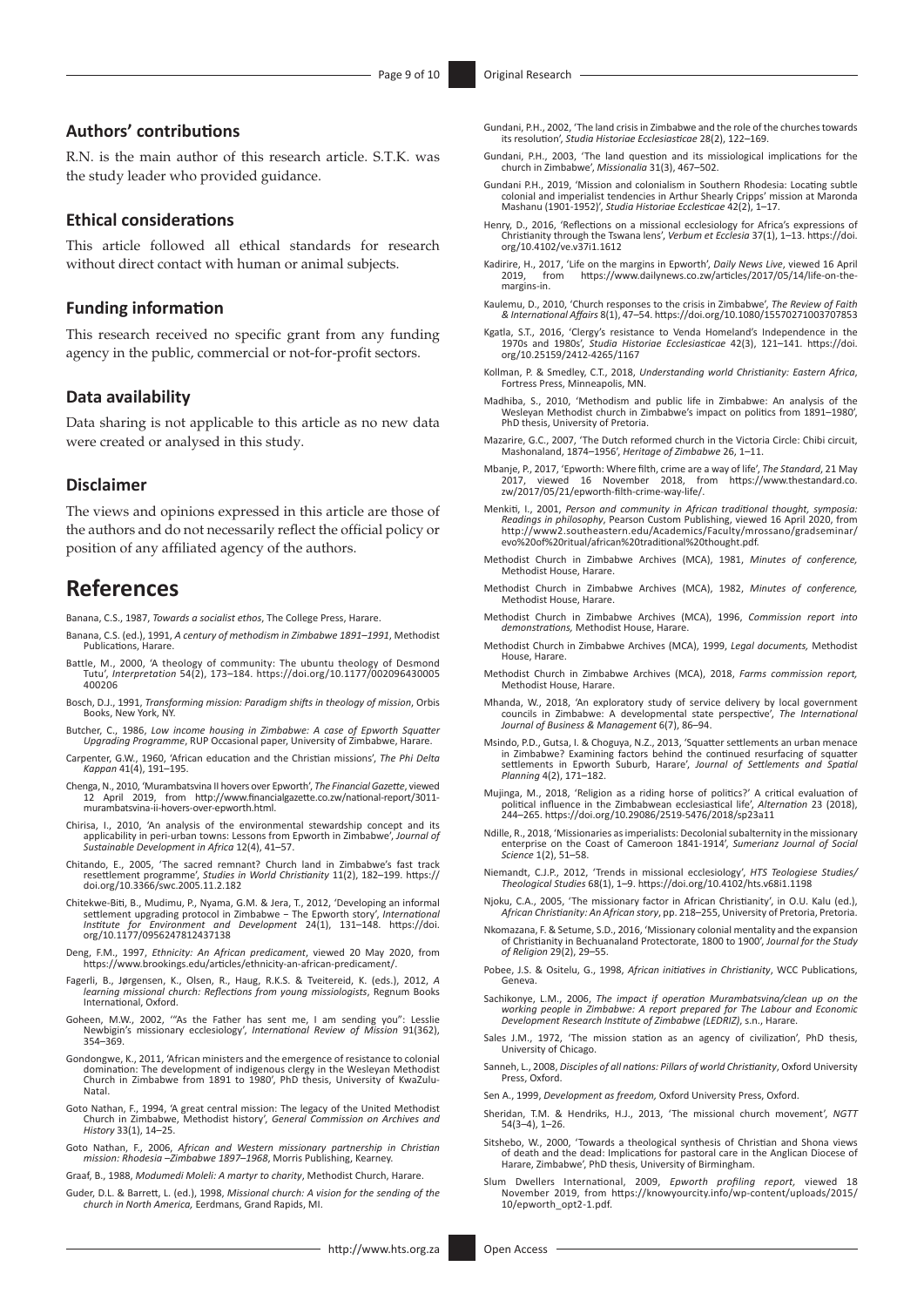## Authors' contributions

R.N. is the main author of this research article. S.T.K. was the study leader who provided guidance.

## Ethical considerations

This article followed all ethical standards for research without direct contact with human or animal subjects.

## Funding information

This research received no specific grant from any funding agency in the public, commercial or not-for-profit sectors.

## Data availability

Data sharing is not applicable to this article as no new data were created or analysed in this study.

## Disclaimer

The views and opinions expressed in this article are those of the authors and do not necessarily reflect the official policy or position of any affiliated agency of the authors.

# References

Banana, C.S., 1987, *Towards a socialist ethos*, The College Press, Harare.

Banana, C.S. (ed.), 1991, *A century of methodism in Zimbabwe 1891–1991*, Methodist Publications, Harare.

Battle, M., 2000, 'A theology of community: The ubuntu theology of Desmond Tutu', *Interpretation* 54(2), 173–184. https://doi.org/10.1177/002096430005400206

Bosch, D.J., 1991, *Transforming mission: Paradigm shifts in theology of mission*, Orbis Books, New York, NY.

Butcher, C., 1986, *Low income housing in Zimbabwe: A case of Epworth Squatter Upgrading Programme*, RUP Occasional paper, University of Zimbabwe, Harare.

Carpenter, G.W., 1960, 'African education and the Christian missions', *The Phi Delta Kappan* 41(4), 191–195.

Chenga, N., 2010, 'Murambatsvina II hovers over Epworth', *The Financial Gazette*, viewed 12 April 2019, from http://www.financialgazette.co.zw/national-report/3011-murambatsvina-ii-hovers-over-epworth.html.

Chirisa, I., 2010, 'An analysis of the environmental stewardship concept and its applicability in peri-urban towns: Lessons from Epworth in Zimbabwe', *Journal of Sustainable Development in Africa* 12(4), 41–57.

Chitando, E., 2005, 'The sacred remnant? Church land in Zimbabwe's fast track resettlement programme', *Studies in World Christianity* 11(2), 182–199. https://doi.org/10.3366/swc.2005.11.2.182

Chitekwe-Biti, B., Mudimu, P., Nyama, G.M. & Jera, T., 2012, 'Developing an informal settlement upgrading protocol in Zimbabwe – The Epworth story', *International Institute for Environment and Development* 24(1), 131–148. https://doi.org/10.1177/0956247812437138

Deng, F.M., 1997, *Ethnicity: An African predicament*, viewed 20 May 2020, from https://www.brookings.edu/articles/ethnicity-an-african-predicament/.

Fagerli, B., Jørgensen, K., Olsen, R., Haug, R.K.S. & Tveitereid, K. (eds.), 2012, *A learning missional church: Reflections from young missiologists*, Regnum Books International, Oxford.

Goheen, M.W., 2002, '"As the Father has sent me, I am sending you": Lesslie Newbigin's missionary ecclesiology', *International Review of Mission* 91(362), 354–369.

Gondongwe, K., 2011, 'African ministers and the emergence of resistance to colonial domination: The development of indigenous clergy in the Wesleyan Methodist Church in Zimbabwe from 1891 to 1980', PhD thesis, University of KwaZulu-Natal.

Goto Nathan, F., 1994, 'A great central mission: The legacy of the United Methodist Church in Zimbabwe, Methodist history', *General Commission on Archives and History* 33(1), 14–25.

Goto Nathan, F., 2006, *African and Western missionary partnership in Christian mission: Rhodesia –Zimbabwe 1897–1968*, Morris Publishing, Kearney.

Graaf, B., 1988, *Modumedi Moleli: A martyr to charity*, Methodist Church, Harare.

Guder, D.L. & Barrett, L. (ed.), 1998, *Missional church: A vision for the sending of the church in North America,* Eerdmans, Grand Rapids, MI.

Gundani, P.H., 2002, 'The land crisis in Zimbabwe and the role of the churches towards its resolution', *Studia Historiae Ecclesiasticae* 28(2), 122–169.

Gundani, P.H., 2003, 'The land question and its missiological implications for the church in Zimbabwe', *Missionalia* 31(3), 467–502.

Gundani P.H., 2019, 'Mission and colonialism in Southern Rhodesia: Locating subtle colonial and imperialist tendencies in Arthur Shearly Cripps' mission at Maronda Mashanu (1901-1952)', *Studia Historiae Ecclesticae* 42(2), 1–17.

Henry, D., 2016, 'Reflections on a missional ecclesiology for Africa's expressions of Christianity through the Tswana lens', *Verbum et Ecclesia* 37(1), 1–13. https://doi.org/10.4102/ve.v37i1.1612

Kadirire, H., 2017, 'Life on the margins in Epworth', *Daily News Live*, viewed 16 April 2019, from https://www.dailynews.co.zw/articles/2017/05/14/life-on-the-margins-in.

Kaulemu, D., 2010, 'Church responses to the crisis in Zimbabwe', *The Review of Faith & International Affairs* 8(1), 47–54. https://doi.org/10.1080/15570271003707853

Kgatla, S.T., 2016, 'Clergy's resistance to Venda Homeland's Independence in the 1970s and 1980s', *Studia Historiae Ecclesiasticae* 42(3), 121–141. https://doi.org/10.25159/2412-4265/1167

Kollman, P. & Smedley, C.T., 2018, *Understanding world Christianity: Eastern Africa*, Fortress Press, Minneapolis, MN.

Madhiba, S., 2010, 'Methodism and public life in Zimbabwe: An analysis of the Wesleyan Methodist church in Zimbabwe's impact on politics from 1891–1980', PhD thesis, University of Pretoria.

Mazarire, G.C., 2007, 'The Dutch reformed church in the Victoria Circle: Chibi circuit, Mashonaland, 1874–1956', *Heritage of Zimbabwe* 26, 1–11.

Mbanje, P., 2017, 'Epworth: Where filth, crime are a way of life', *The Standard*, 21 May 2017, viewed 16 November 2018, from https://www.thestandard.co.zw/2017/05/21/epworth-filth-crime-way-life/.

Menkiti, I., 2001, *Person and community in African traditional thought, symposia: Readings in philosophy*, Pearson Custom Publishing, viewed 16 April 2020, from http://www2.southeastern.edu/Academics/Faculty/mrossano/gradseminar/evo%20of%20ritual/african%20traditional%20thought.pdf.

Methodist Church in Zimbabwe Archives (MCA), 1981, *Minutes of conference,* Methodist House, Harare.

Methodist Church in Zimbabwe Archives (MCA), 1982, *Minutes of conference,* Methodist House, Harare.

Methodist Church in Zimbabwe Archives (MCA), 1996, *Commission report into demonstrations,* Methodist House, Harare.

Methodist Church in Zimbabwe Archives (MCA), 1999, *Legal documents,* Methodist House, Harare.

Methodist Church in Zimbabwe Archives (MCA), 2018, *Farms commission report,* Methodist House, Harare.

Mhanda, W., 2018, 'An exploratory study of service delivery by local government councils in Zimbabwe: A developmental state perspective', *The International Journal of Business & Management* 6(7), 86–94.

Msindo, P.D., Gutsa, I. & Choguya, N.Z., 2013, 'Squatter settlements an urban menace in Zimbabwe? Examining factors behind the continued resurfacing of squatter settlements in Epworth Suburb, Harare', *Journal of Settlements and Spatial Planning* 4(2), 171–182.

Mujinga, M., 2018, 'Religion as a riding horse of politics?' A critical evaluation of political influence in the Zimbabwean ecclesiastical life', *Alternation* 23 (2018), 244–265. https://doi.org/10.29086/2519-5476/2018/sp23a11

Ndille, R., 2018, 'Missionaries as imperialists: Decolonial subalternity in the missionary enterprise on the Coast of Cameroon 1841-1914', *Sumerianz Journal of Social Science* 1(2), 51–58.

Niemandt, C.J.P., 2012, 'Trends in missional ecclesiology', *HTS Teologiese Studies/Theological Studies* 68(1), 1–9. https://doi.org/10.4102/hts.v68i1.1198

Njoku, C.A., 2005, 'The missionary factor in African Christianity', in O.U. Kalu (ed.), *African Christianity: An African story*, pp. 218–255, University of Pretoria, Pretoria.

Nkomazana, F. & Setume, S.D., 2016, 'Missionary colonial mentality and the expansion of Christianity in Bechuanaland Protectorate, 1800 to 1900', *Journal for the Study of Religion* 29(2), 29–55.

Pobee, J.S. & Ositelu, G., 1998, *African initiatives in Christianity*, WCC Publications, Geneva.

Sachikonye, L.M., 2006, *The impact if operation Murambatsvina/clean up on the working people in Zimbabwe: A report prepared for The Labour and Economic Development Research Institute of Zimbabwe (LEDRIZ)*, s.n., Harare.

Sales J.M., 1972, 'The mission station as an agency of civilization', PhD thesis, University of Chicago.

Sanneh, L., 2008, *Disciples of all nations: Pillars of world Christianity*, Oxford University Press, Oxford.

Sen A., 1999, *Development as freedom,* Oxford University Press, Oxford.

Sheridan, T.M. & Hendriks, H.J., 2013, 'The missional church movement', *NGTT* 54(3–4), 1–26.

Sitshebo, W., 2000, 'Towards a theological synthesis of Christian and Shona views of death and the dead: Implications for pastoral care in the Anglican Diocese of Harare, Zimbabwe', PhD thesis, University of Birmingham.

Slum Dwellers International, 2009, *Epworth profiling report*, viewed 18 November 2019, from https://knowyourcity.info/wp-content/uploads/2015/10/epworth_opt2-1.pdf.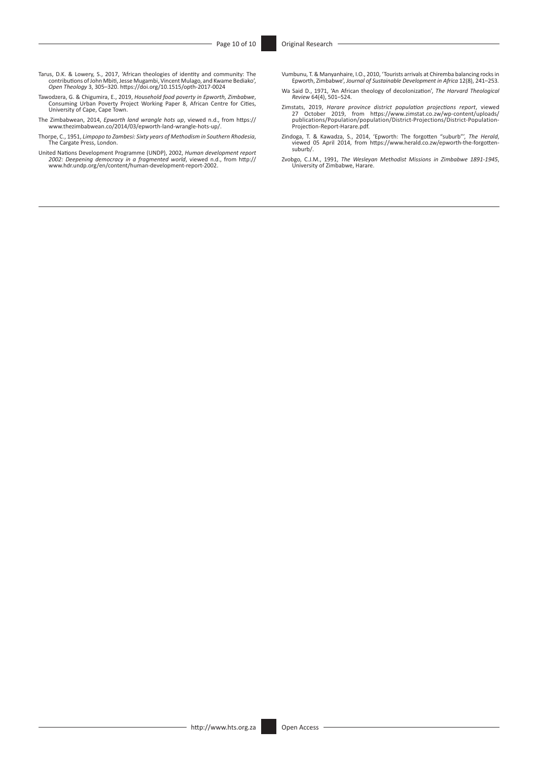Tarus, D.K. & Lowery, S., 2017, 'African theologies of identity and community: The contributions of John Mbiti, Jesse Mugambi, Vincent Mulago, and Kwame Bediako', *Open Theology* 3, 305–320. https://doi.org/10.1515/opth-2017-0024

Tawodzera, G. & Chigumira, E., 2019, *Household food poverty in Epworth, Zimbabwe*, Consuming Urban Poverty Project Working Paper 8, African Centre for Cities, University of Cape, Cape Town.

The Zimbabwean, 2014, *Epworth land wrangle hots up*, viewed n.d., from https://www.thezimbabwean.co/2014/03/epworth-land-wrangle-hots-up/.

Thorpe, C., 1951, *Limpopo to Zambesi: Sixty years of Methodism in Southern Rhodesia*, The Cargate Press, London.

United Nations Development Programme (UNDP), 2002, *Human development report 2002: Deepening democracy in a fragmented world*, viewed n.d., from http://www.hdr.undp.org/en/content/human-development-report-2002.

Vumbunu, T. & Manyanhaire, I.O., 2010, 'Tourists arrivals at Chiremba balancing rocks in Epworth, Zimbabwe', *Journal of Sustainable Development in Africa* 12(8), 241–253.

Wa Said D., 1971, 'An African theology of decolonization', *The Harvard Theological Review* 64(4), 501–524.

Zimstats, 2019, *Harare province district population projections report*, viewed 27 October 2019, from https://www.zimstat.co.zw/wp-content/uploads/publications/Population/population/District-Projections/District-Population-Projection-Report-Harare.pdf.

Zindoga, T. & Kawadza, S., 2014, 'Epworth: The forgotten "suburb"', *The Herald*, viewed 05 April 2014, from https://www.herald.co.zw/epworth-the-forgotten-suburb/.

Zvobgo, C.J.M., 1991, *The Wesleyan Methodist Missions in Zimbabwe 1891-1945*, University of Zimbabwe, Harare.